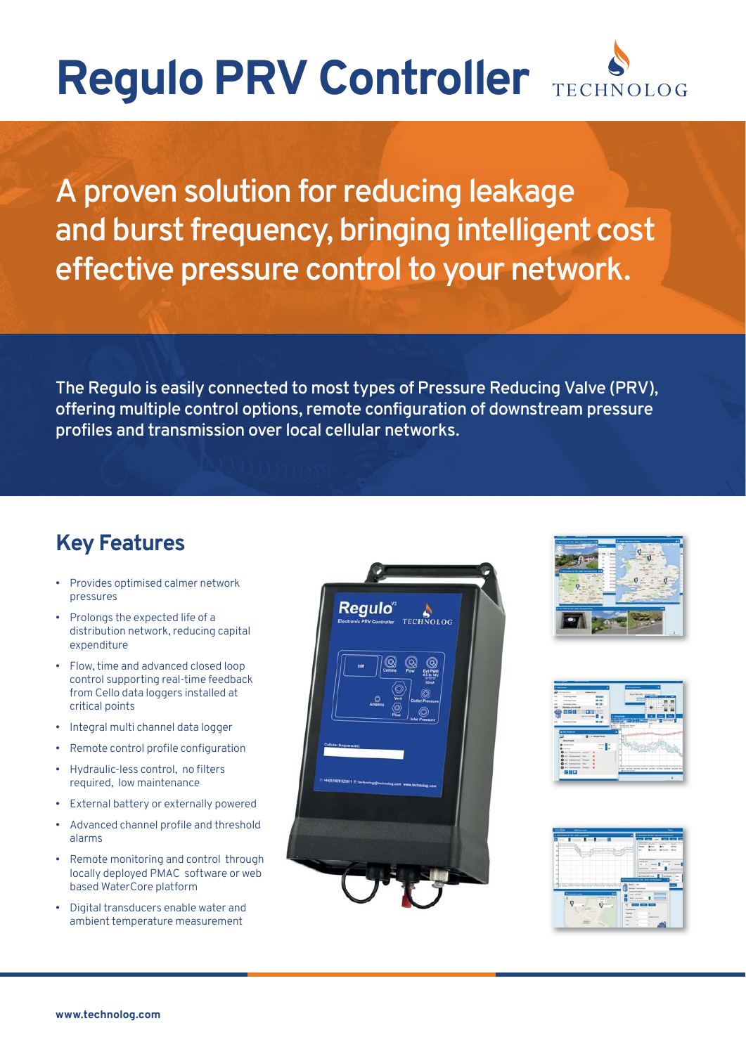# Regulo PRV Controller

TECHNOLOG

## A proven solution for reducing leakage and burst frequency, bringing intelligent cost effective pressure control to your network.

The Regulo is easily connected to most types of Pressure Reducing Valve (PRV), offering multiple control options, remote configuration of downstream pressure profiles and transmission over local cellular networks.

## Key Features

- Provides optimised calmer network pressures
- Prolongs the expected life of a distribution network, reducing capital expenditure
- Flow, time and advanced closed loop control supporting real-time feedback from Cello data loggers installed at critical points
- Integral multi channel data logger
- Remote control profile configuration
- Hydraulic-less control, no filters required, low maintenance
- External battery or externally powered
- Advanced channel profile and threshold alarms
- Remote monitoring and control through locally deployed PMAC software or web based WaterCore platform
- Digital transducers enable water and ambient temperature measurement

www.technolog.com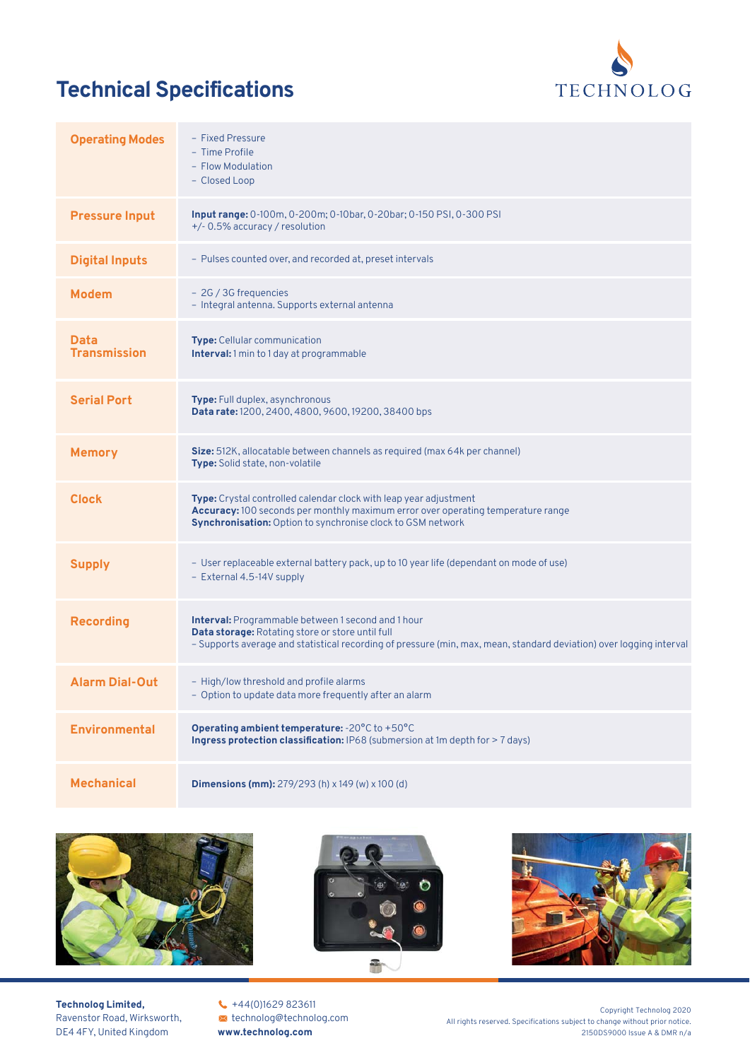# Technical Specifications

TECHNOLOG

| | |
|---|---|
| **Operating Modes** | – Fixed Pressure<br>– Time Profile<br>– Flow Modulation<br>– Closed Loop |
| **Pressure Input** | **Input range:** 0-100m, 0-200m; 0-10bar, 0-20bar; 0-150 PSI, 0-300 PSI<br>+/- 0.5% accuracy / resolution |
| **Digital Inputs** | – Pulses counted over, and recorded at, preset intervals |
| **Modem** | – 2G / 3G frequencies<br>– Integral antenna. Supports external antenna |
| **Data Transmission** | **Type:** Cellular communication<br>**Interval:** 1 min to 1 day at programmable |
| **Serial Port** | **Type:** Full duplex, asynchronous<br>**Data rate:** 1200, 2400, 4800, 9600, 19200, 38400 bps |
| **Memory** | **Size:** 512K, allocatable between channels as required (max 64k per channel)<br>**Type:** Solid state, non-volatile |
| **Clock** | **Type:** Crystal controlled calendar clock with leap year adjustment<br>**Accuracy:** 100 seconds per monthly maximum error over operating temperature range<br>**Synchronisation:** Option to synchronise clock to GSM network |
| **Supply** | – User replaceable external battery pack, up to 10 year life (dependant on mode of use)<br>– External 4.5-14V supply |
| **Recording** | **Interval:** Programmable between 1 second and 1 hour<br>**Data storage:** Rotating store or store until full<br>– Supports average and statistical recording of pressure (min, max, mean, standard deviation) over logging interval |
| **Alarm Dial-Out** | – High/low threshold and profile alarms<br>– Option to update data more frequently after an alarm |
| **Environmental** | **Operating ambient temperature:** -20°C to +50°C<br>**Ingress protection classification:** IP68 (submersion at 1m depth for > 7 days) |
| **Mechanical** | **Dimensions (mm):** 279/293 (h) x 149 (w) x 100 (d) |

**Technolog Limited,**
Ravenstor Road, Wirksworth,
DE4 4FY, United Kingdom

+44(0)1629 823611
technolog@technolog.com
**www.technolog.com**

Copyright Technolog 2020
All rights reserved. Specifications subject to change without prior notice.
2150DS9000 Issue A & DMR n/a